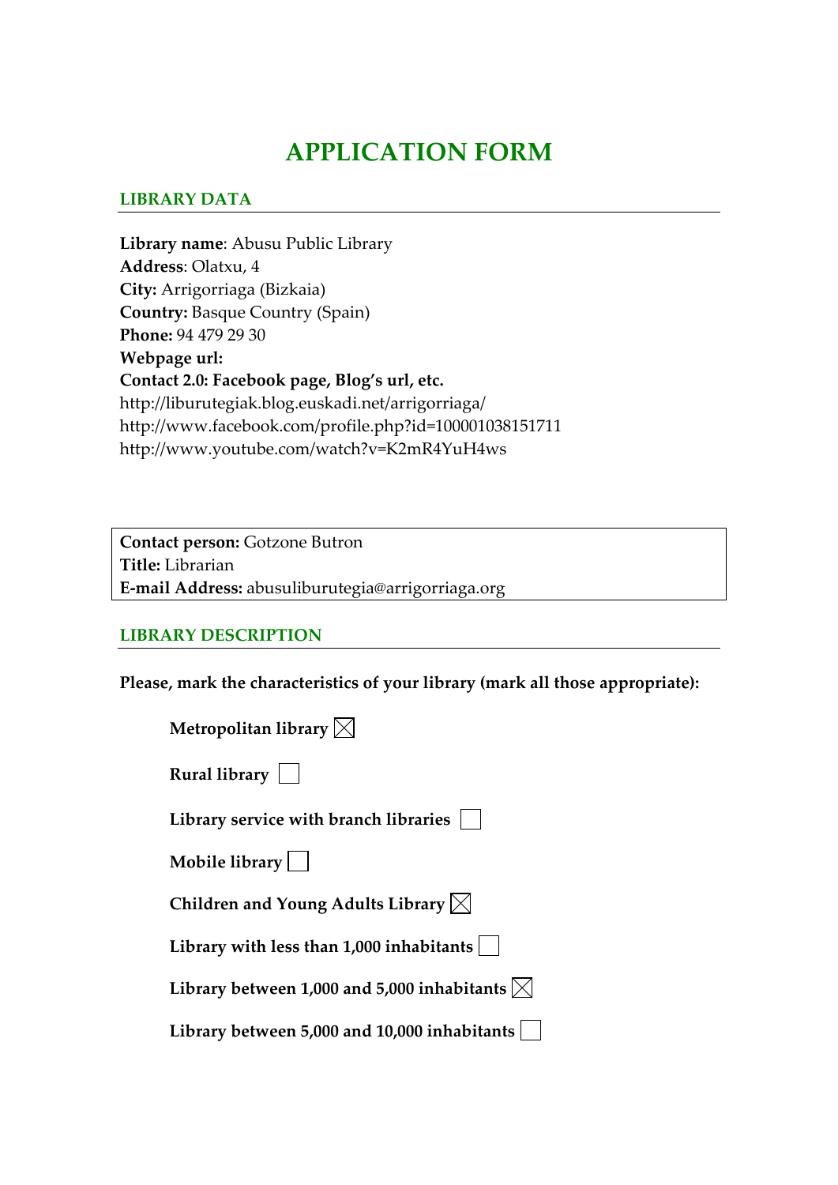# APPLICATION FORM

## LIBRARY DATA

**Library name**: Abusu Public Library
**Address**: Olatxu, 4
**City:** Arrigorriaga (Bizkaia)
**Country:** Basque Country (Spain)
**Phone:** 94 479 29 30
**Webpage url:**
**Contact 2.0: Facebook page, Blog's url, etc.**
http://liburutegiak.blog.euskadi.net/arrigorriaga/
http://www.facebook.com/profile.php?id=100001038151711
http://www.youtube.com/watch?v=K2mR4YuH4ws

**Contact person:** Gotzone Butron
**Title:** Librarian
**E-mail Address:** abusuliburutegia@arrigorriaga.org

## LIBRARY DESCRIPTION

**Please, mark the characteristics of your library (mark all those appropriate):**

- **Metropolitan library** ☒
- **Rural library** ☐
- **Library service with branch libraries** ☐
- **Mobile library** ☐
- **Children and Young Adults Library** ☒
- **Library with less than 1,000 inhabitants** ☐
- **Library between 1,000 and 5,000 inhabitants** ☒
- **Library between 5,000 and 10,000 inhabitants** ☐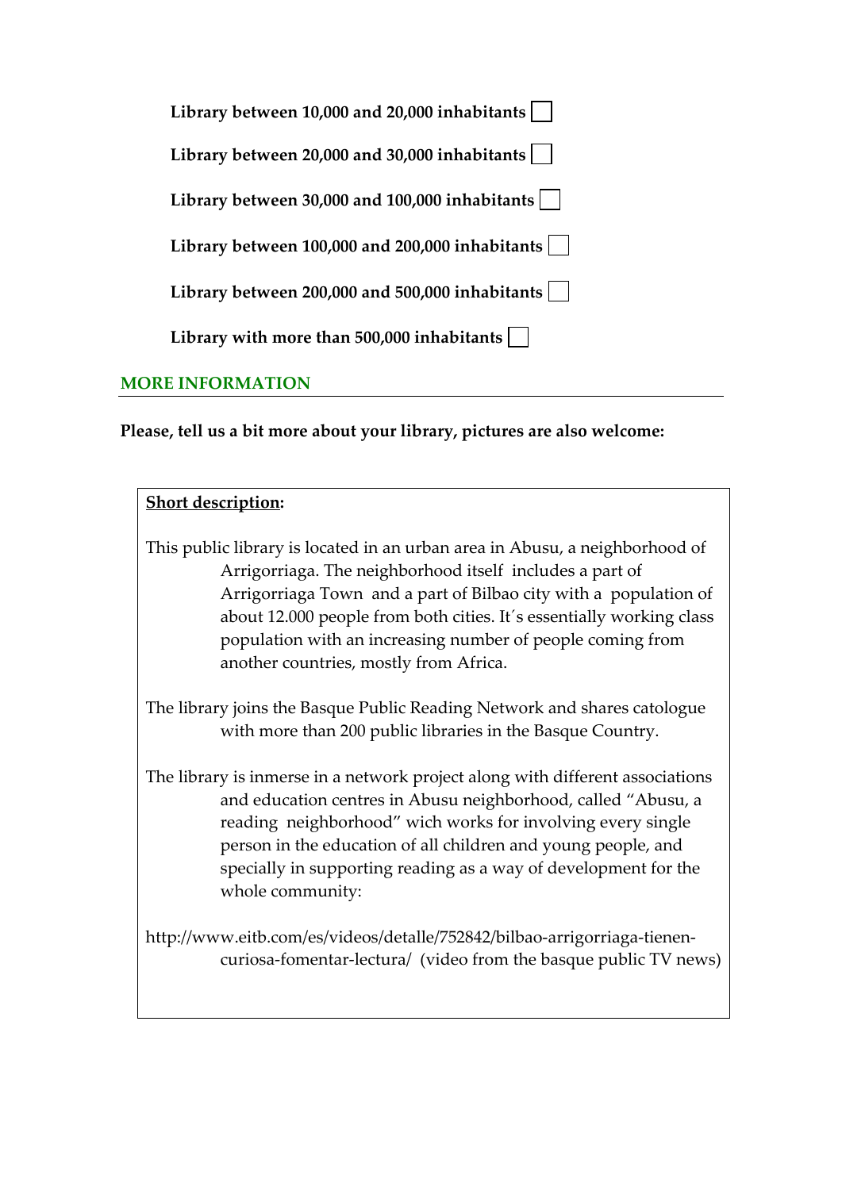Library between 10,000 and 20,000 inhabitants ☐

Library between 20,000 and 30,000 inhabitants ☐

Library between 30,000 and 100,000 inhabitants ☐

Library between 100,000 and 200,000 inhabitants ☐

Library between 200,000 and 500,000 inhabitants ☐

Library with more than 500,000 inhabitants ☐

## MORE INFORMATION

**Please, tell us a bit more about your library, pictures are also welcome:**

**Short description:**

This public library is located in an urban area in Abusu, a neighborhood of Arrigorriaga. The neighborhood itself includes a part of Arrigorriaga Town and a part of Bilbao city with a population of about 12.000 people from both cities. It´s essentially working class population with an increasing number of people coming from another countries, mostly from Africa.

The library joins the Basque Public Reading Network and shares catologue with more than 200 public libraries in the Basque Country.

The library is inmerse in a network project along with different associations and education centres in Abusu neighborhood, called "Abusu, a reading neighborhood" wich works for involving every single person in the education of all children and young people, and specially in supporting reading as a way of development for the whole community:

http://www.eitb.com/es/videos/detalle/752842/bilbao-arrigorriaga-tienen-curiosa-fomentar-lectura/ (video from the basque public TV news)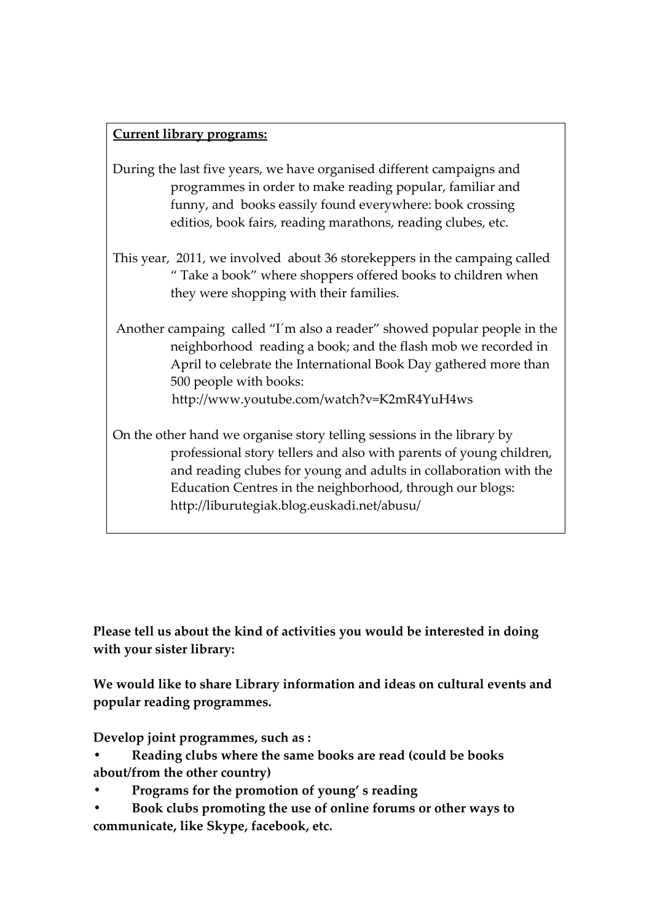**<u>Current library programs:</u>**

During the last five years, we have organised different campaigns and programmes in order to make reading popular, familiar and funny, and books eassily found everywhere: book crossing editios, book fairs, reading marathons, reading clubes, etc.

This year, 2011, we involved about 36 storekeppers in the campaing called " Take a book" where shoppers offered books to children when they were shopping with their families.

Another campaing called "I´m also a reader" showed popular people in the neighborhood reading a book; and the flash mob we recorded in April to celebrate the International Book Day gathered more than 500 people with books: http://www.youtube.com/watch?v=K2mR4YuH4ws

On the other hand we organise story telling sessions in the library by professional story tellers and also with parents of young children, and reading clubes for young and adults in collaboration with the Education Centres in the neighborhood, through our blogs: http://liburutegiak.blog.euskadi.net/abusu/

**Please tell us about the kind of activities you would be interested in doing with your sister library:**

**We would like to share Library information and ideas on cultural events and popular reading programmes.**

**Develop joint programmes, such as :**

- **Reading clubs where the same books are read (could be books about/from the other country)**
- **Programs for the promotion of young' s reading**
- **Book clubs promoting the use of online forums or other ways to communicate, like Skype, facebook, etc.**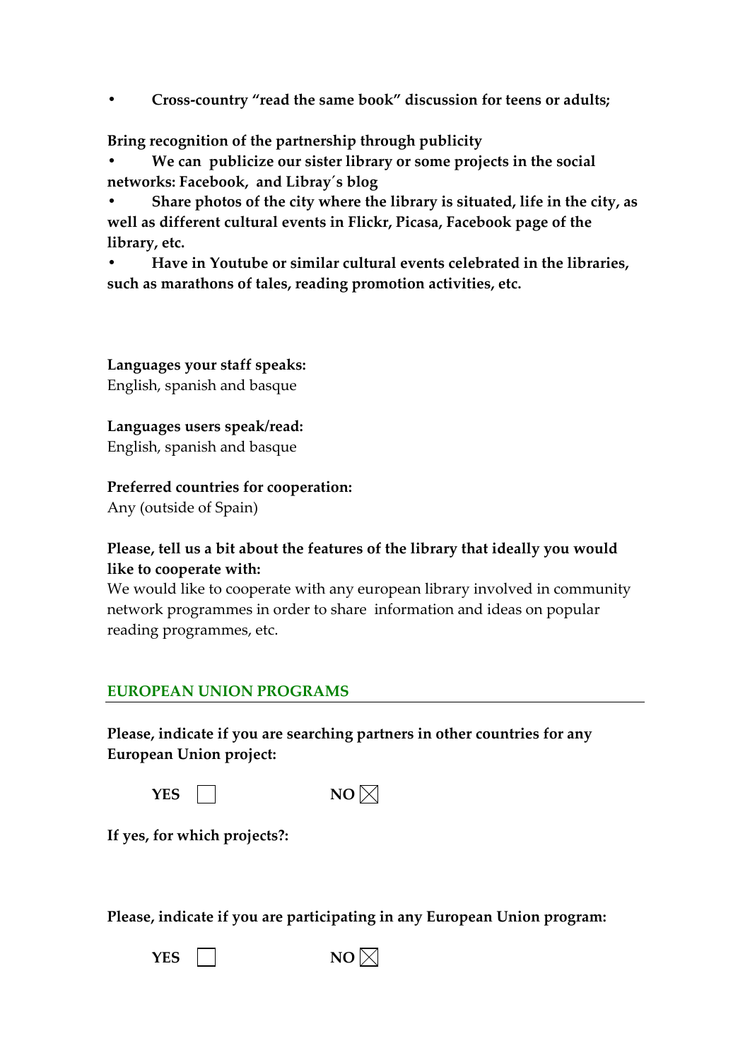- **Cross-country "read the same book" discussion for teens or adults;**

**Bring recognition of the partnership through publicity**

- **We can publicize our sister library or some projects in the social networks: Facebook, and Libray´s blog**
- **Share photos of the city where the library is situated, life in the city, as well as different cultural events in Flickr, Picasa, Facebook page of the library, etc.**
- **Have in Youtube or similar cultural events celebrated in the libraries, such as marathons of tales, reading promotion activities, etc.**

**Languages your staff speaks:**
English, spanish and basque

**Languages users speak/read:**
English, spanish and basque

**Preferred countries for cooperation:**
Any (outside of Spain)

**Please, tell us a bit about the features of the library that ideally you would like to cooperate with:**
We would like to cooperate with any european library involved in community network programmes in order to share information and ideas on popular reading programmes, etc.

## EUROPEAN UNION PROGRAMS

**Please, indicate if you are searching partners in other countries for any European Union project:**

**YES** ☐ **NO** ☒

**If yes, for which projects?:**

**Please, indicate if you are participating in any European Union program:**

**YES** ☐ **NO** ☒